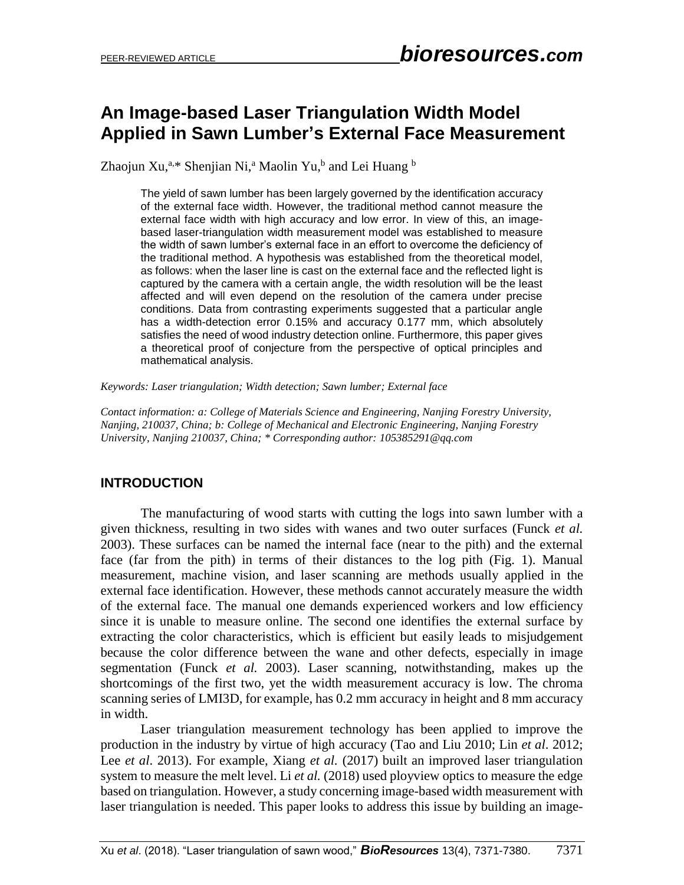# An Image-based Laser Triangulation Width Model Applied in Sawn Lumber's External Face Measurement

Zhaojun Xu,[a,*] Shenjian Ni,[a] Maolin Yu,[b] and Lei Huang [b]

The yield of sawn lumber has been largely governed by the identification accuracy of the external face width. However, the traditional method cannot measure the external face width with high accuracy and low error. In view of this, an image-based laser-triangulation width measurement model was established to measure the width of sawn lumber's external face in an effort to overcome the deficiency of the traditional method. A hypothesis was established from the theoretical model, as follows: when the laser line is cast on the external face and the reflected light is captured by the camera with a certain angle, the width resolution will be the least affected and will even depend on the resolution of the camera under precise conditions. Data from contrasting experiments suggested that a particular angle has a width-detection error 0.15% and accuracy 0.177 mm, which absolutely satisfies the need of wood industry detection online. Furthermore, this paper gives a theoretical proof of conjecture from the perspective of optical principles and mathematical analysis.

*Keywords: Laser triangulation; Width detection; Sawn lumber; External face*

*Contact information: a: College of Materials Science and Engineering, Nanjing Forestry University, Nanjing, 210037, China; b: College of Mechanical and Electronic Engineering, Nanjing Forestry University, Nanjing 210037, China; * Corresponding author: 105385291@qq.com*

## INTRODUCTION

The manufacturing of wood starts with cutting the logs into sawn lumber with a given thickness, resulting in two sides with wanes and two outer surfaces (Funck *et al.* 2003). These surfaces can be named the internal face (near to the pith) and the external face (far from the pith) in terms of their distances to the log pith (Fig. 1). Manual measurement, machine vision, and laser scanning are methods usually applied in the external face identification. However, these methods cannot accurately measure the width of the external face. The manual one demands experienced workers and low efficiency since it is unable to measure online. The second one identifies the external surface by extracting the color characteristics, which is efficient but easily leads to misjudgement because the color difference between the wane and other defects, especially in image segmentation (Funck *et al.* 2003). Laser scanning, notwithstanding, makes up the shortcomings of the first two, yet the width measurement accuracy is low. The chroma scanning series of LMI3D, for example, has 0.2 mm accuracy in height and 8 mm accuracy in width.

Laser triangulation measurement technology has been applied to improve the production in the industry by virtue of high accuracy (Tao and Liu 2010; Lin *et al*. 2012; Lee *et al*. 2013). For example, Xiang *et al.* (2017) built an improved laser triangulation system to measure the melt level. Li *et al.* (2018) used ployview optics to measure the edge based on triangulation. However, a study concerning image-based width measurement with laser triangulation is needed. This paper looks to address this issue by building an image-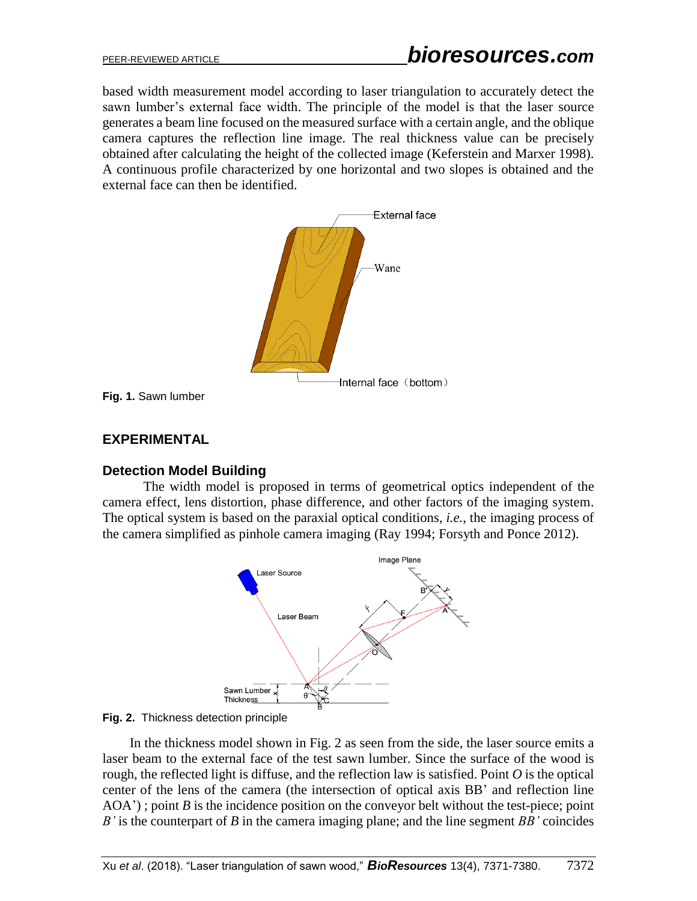based width measurement model according to laser triangulation to accurately detect the sawn lumber's external face width. The principle of the model is that the laser source generates a beam line focused on the measured surface with a certain angle, and the oblique camera captures the reflection line image. The real thickness value can be precisely obtained after calculating the height of the collected image (Keferstein and Marxer 1998). A continuous profile characterized by one horizontal and two slopes is obtained and the external face can then be identified.

**Fig. 1.** Sawn lumber

## EXPERIMENTAL

### Detection Model Building

The width model is proposed in terms of geometrical optics independent of the camera effect, lens distortion, phase difference, and other factors of the imaging system. The optical system is based on the paraxial optical conditions, *i.e.*, the imaging process of the camera simplified as pinhole camera imaging (Ray 1994; Forsyth and Ponce 2012).

**Fig. 2.** Thickness detection principle

In the thickness model shown in Fig. 2 as seen from the side, the laser source emits a laser beam to the external face of the test sawn lumber. Since the surface of the wood is rough, the reflected light is diffuse, and the reflection law is satisfied. Point *O* is the optical center of the lens of the camera (the intersection of optical axis BB' and reflection line AOA') ; point *B* is the incidence position on the conveyor belt without the test-piece; point *B'* is the counterpart of *B* in the camera imaging plane; and the line segment *BB'* coincides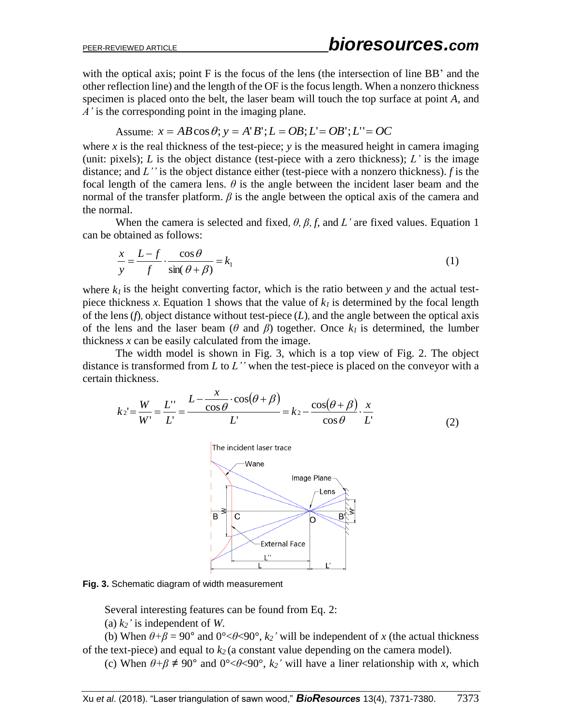with the optical axis; point F is the focus of the lens (the intersection of line BB' and the other reflection line) and the length of the OF is the focus length. When a nonzero thickness specimen is placed onto the belt, the laser beam will touch the top surface at point *A*, and *A'* is the corresponding point in the imaging plane.

Assume: $x = AB\cos\theta; y = A'B'; L = OB; L' = OB'; L'' = OC$

where $x$ is the real thickness of the test-piece; $y$ is the measured height in camera imaging (unit: pixels); $L$ is the object distance (test-piece with a zero thickness); $L'$ is the image distance; and $L''$ is the object distance either (test-piece with a nonzero thickness). $f$ is the focal length of the camera lens. $\theta$ is the angle between the incident laser beam and the normal of the transfer platform. $\beta$ is the angle between the optical axis of the camera and the normal.

When the camera is selected and fixed, $\theta$, $\beta$, $f$, and $L'$ are fixed values. Equation 1 can be obtained as follows:

$$\frac{x}{y} = \frac{L-f}{f} \cdot \frac{\cos\theta}{\sin(\theta+\beta)} = k_1 \tag{1}$$

where $k_1$ is the height converting factor, which is the ratio between $y$ and the actual test-piece thickness $x$. Equation 1 shows that the value of $k_1$ is determined by the focal length of the lens ($f$), object distance without test-piece ($L$), and the angle between the optical axis of the lens and the laser beam ($\theta$ and $\beta$) together. Once $k_1$ is determined, the lumber thickness $x$ can be easily calculated from the image.

The width model is shown in Fig. 3, which is a top view of Fig. 2. The object distance is transformed from $L$ to $L''$ when the test-piece is placed on the conveyor with a certain thickness.

$$k_2' = \frac{W}{W'} = \frac{L''}{L'} = \frac{L - \frac{x}{\cos\theta} \cdot \cos(\theta+\beta)}{L'} = k_2 - \frac{\cos(\theta+\beta)}{\cos\theta} \cdot \frac{x}{L'} \tag{2}$$

**Fig. 3.** Schematic diagram of width measurement

Several interesting features can be found from Eq. 2:

(a) $k_2'$ is independent of $W$.

(b) When $\theta+\beta = 90°$ and $0°<\theta<90°$, $k_2'$ will be independent of $x$ (the actual thickness of the text-piece) and equal to $k_2$ (a constant value depending on the camera model).

(c) When $\theta+\beta \neq 90°$ and $0°<\theta<90°$, $k_2'$ will have a liner relationship with $x$, which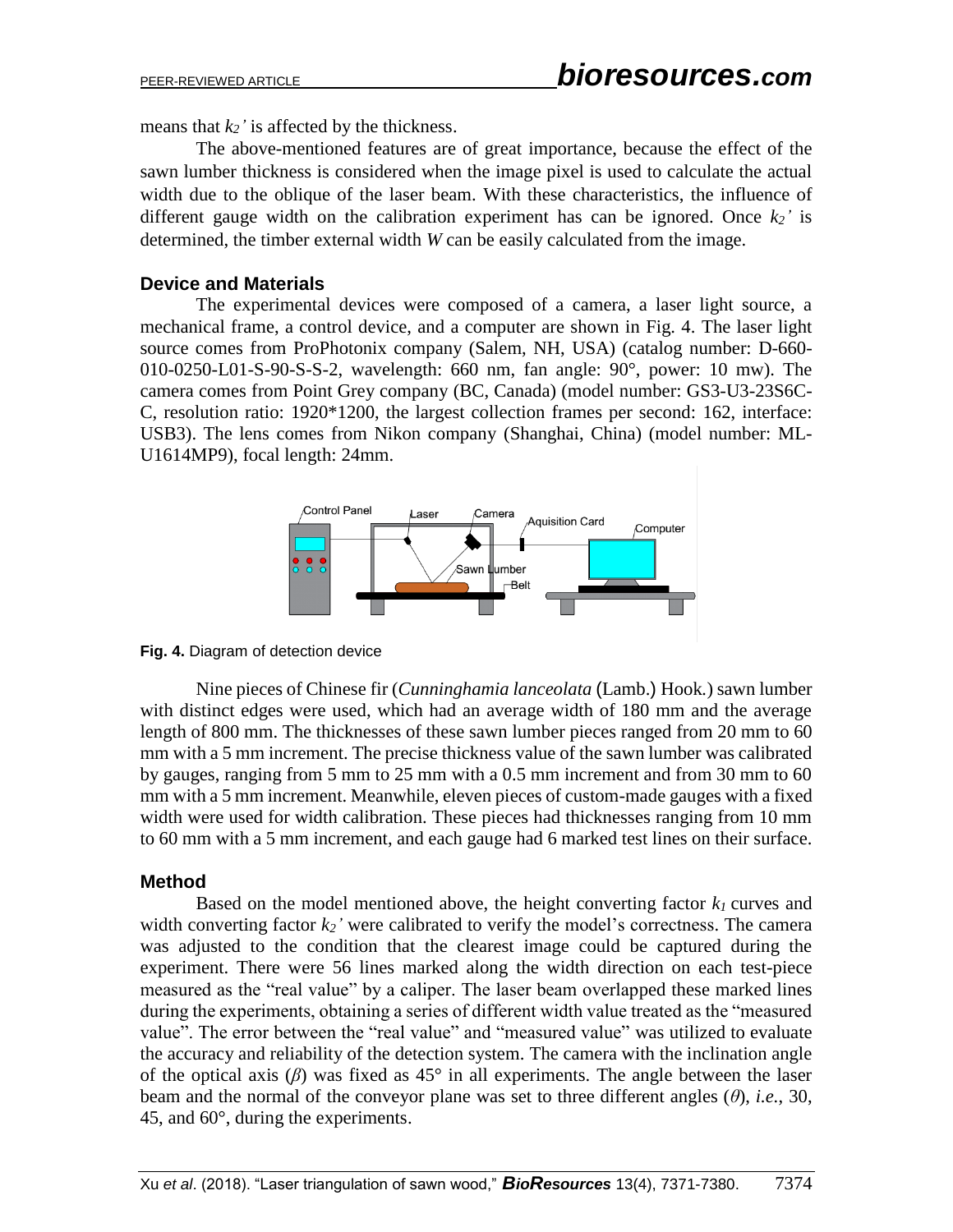means that $k_2'$ is affected by the thickness.

The above-mentioned features are of great importance, because the effect of the sawn lumber thickness is considered when the image pixel is used to calculate the actual width due to the oblique of the laser beam. With these characteristics, the influence of different gauge width on the calibration experiment has can be ignored. Once $k_2'$ is determined, the timber external width *W* can be easily calculated from the image.

### Device and Materials

The experimental devices were composed of a camera, a laser light source, a mechanical frame, a control device, and a computer are shown in Fig. 4. The laser light source comes from ProPhotonix company (Salem, NH, USA) (catalog number: D-660-010-0250-L01-S-90-S-S-2, wavelength: 660 nm, fan angle: 90°, power: 10 mw). The camera comes from Point Grey company (BC, Canada) (model number: GS3-U3-23S6C-C, resolution ratio: 1920*1200, the largest collection frames per second: 162, interface: USB3). The lens comes from Nikon company (Shanghai, China) (model number: ML-U1614MP9), focal length: 24mm.

**Fig. 4.** Diagram of detection device

Nine pieces of Chinese fir (*Cunninghamia lanceolata* (Lamb.) Hook.) sawn lumber with distinct edges were used, which had an average width of 180 mm and the average length of 800 mm. The thicknesses of these sawn lumber pieces ranged from 20 mm to 60 mm with a 5 mm increment. The precise thickness value of the sawn lumber was calibrated by gauges, ranging from 5 mm to 25 mm with a 0.5 mm increment and from 30 mm to 60 mm with a 5 mm increment. Meanwhile, eleven pieces of custom-made gauges with a fixed width were used for width calibration. These pieces had thicknesses ranging from 10 mm to 60 mm with a 5 mm increment, and each gauge had 6 marked test lines on their surface.

### Method

Based on the model mentioned above, the height converting factor $k_1$ curves and width converting factor $k_2'$ were calibrated to verify the model's correctness. The camera was adjusted to the condition that the clearest image could be captured during the experiment. There were 56 lines marked along the width direction on each test-piece measured as the "real value" by a caliper. The laser beam overlapped these marked lines during the experiments, obtaining a series of different width value treated as the "measured value". The error between the "real value" and "measured value" was utilized to evaluate the accuracy and reliability of the detection system. The camera with the inclination angle of the optical axis ($\beta$) was fixed as 45° in all experiments. The angle between the laser beam and the normal of the conveyor plane was set to three different angles ($\theta$), *i.e.*, 30, 45, and 60°, during the experiments.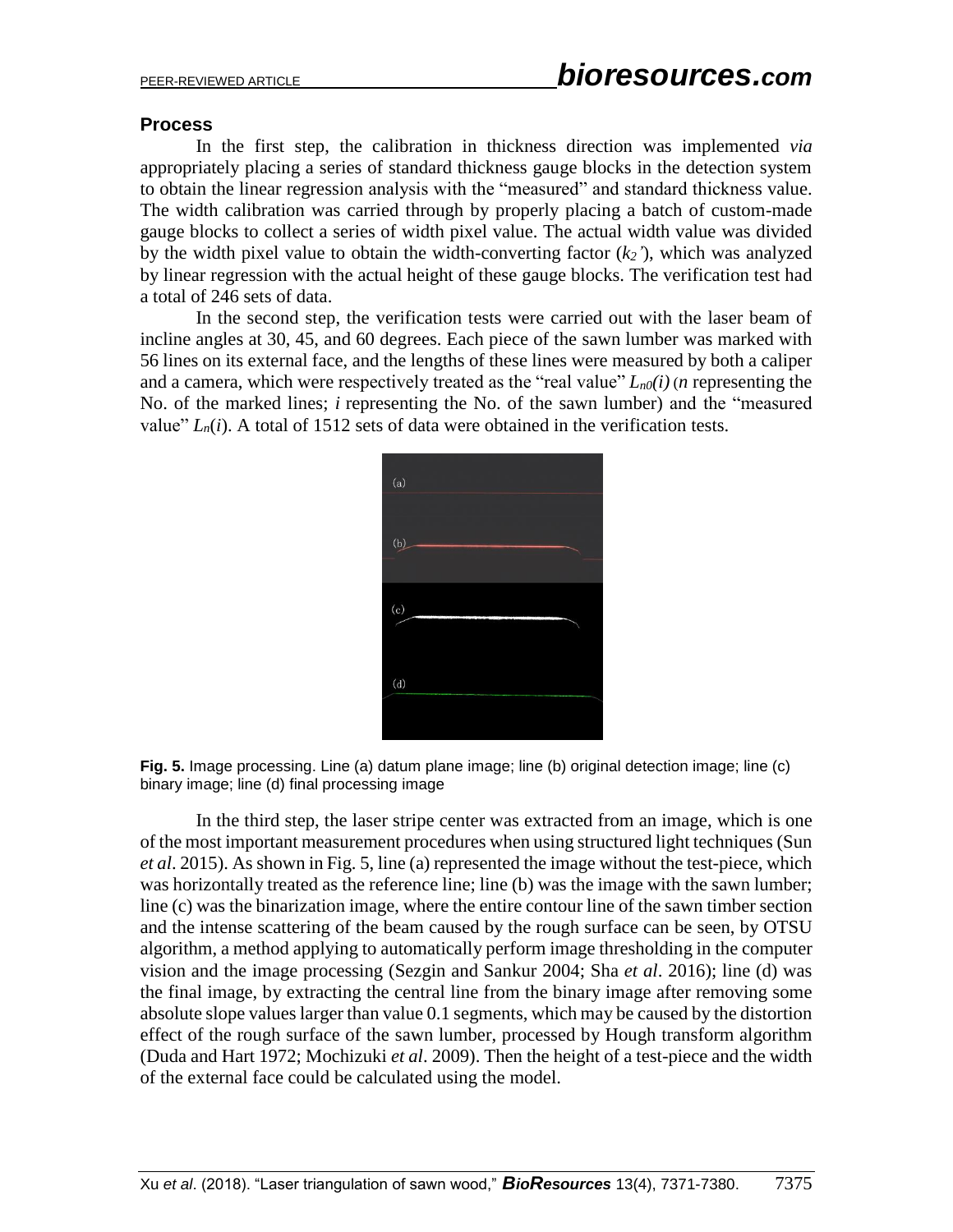### Process

In the first step, the calibration in thickness direction was implemented *via* appropriately placing a series of standard thickness gauge blocks in the detection system to obtain the linear regression analysis with the "measured" and standard thickness value. The width calibration was carried through by properly placing a batch of custom-made gauge blocks to collect a series of width pixel value. The actual width value was divided by the width pixel value to obtain the width-converting factor ($k_2'$), which was analyzed by linear regression with the actual height of these gauge blocks. The verification test had a total of 246 sets of data.

In the second step, the verification tests were carried out with the laser beam of incline angles at 30, 45, and 60 degrees. Each piece of the sawn lumber was marked with 56 lines on its external face, and the lengths of these lines were measured by both a caliper and a camera, which were respectively treated as the "real value" $L_{n0}(i)$ (*n* representing the No. of the marked lines; *i* representing the No. of the sawn lumber) and the "measured value" $L_n(i)$. A total of 1512 sets of data were obtained in the verification tests.

**Fig. 5.** Image processing. Line (a) datum plane image; line (b) original detection image; line (c) binary image; line (d) final processing image

In the third step, the laser stripe center was extracted from an image, which is one of the most important measurement procedures when using structured light techniques (Sun *et al*. 2015). As shown in Fig. 5, line (a) represented the image without the test-piece, which was horizontally treated as the reference line; line (b) was the image with the sawn lumber; line (c) was the binarization image, where the entire contour line of the sawn timber section and the intense scattering of the beam caused by the rough surface can be seen, by OTSU algorithm, a method applying to automatically perform image thresholding in the computer vision and the image processing (Sezgin and Sankur 2004; Sha *et al*. 2016); line (d) was the final image, by extracting the central line from the binary image after removing some absolute slope values larger than value 0.1 segments, which may be caused by the distortion effect of the rough surface of the sawn lumber, processed by Hough transform algorithm (Duda and Hart 1972; Mochizuki *et al*. 2009). Then the height of a test-piece and the width of the external face could be calculated using the model.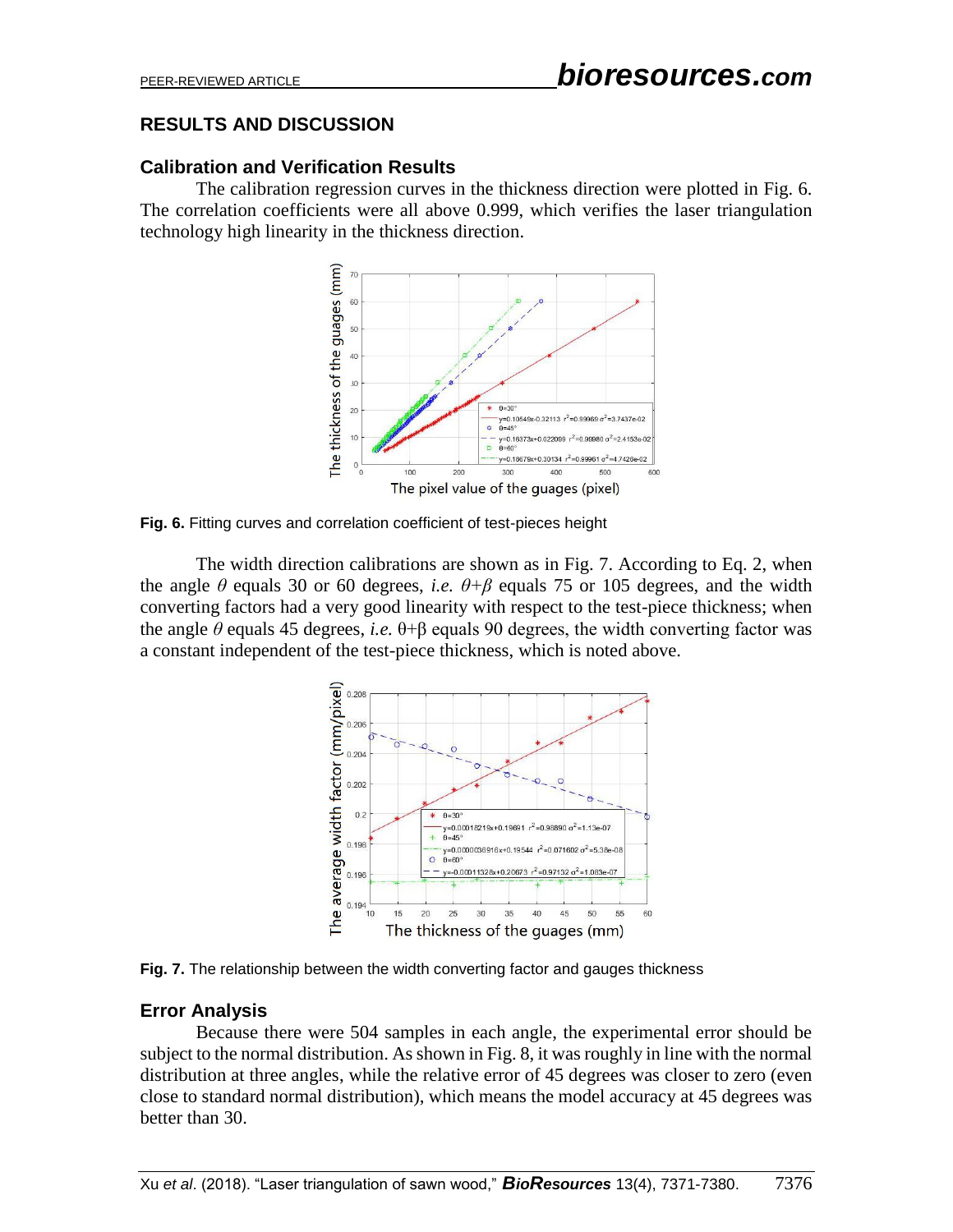## RESULTS AND DISCUSSION

### Calibration and Verification Results

The calibration regression curves in the thickness direction were plotted in Fig. 6. The correlation coefficients were all above 0.999, which verifies the laser triangulation technology high linearity in the thickness direction.

**Fig. 6.** Fitting curves and correlation coefficient of test-pieces height

The width direction calibrations are shown as in Fig. 7. According to Eq. 2, when the angle $\theta$ equals 30 or 60 degrees, *i.e.* $\theta+\beta$ equals 75 or 105 degrees, and the width converting factors had a very good linearity with respect to the test-piece thickness; when the angle $\theta$ equals 45 degrees, *i.e.* $\theta+\beta$ equals 90 degrees, the width converting factor was a constant independent of the test-piece thickness, which is noted above.

**Fig. 7.** The relationship between the width converting factor and gauges thickness

### Error Analysis

Because there were 504 samples in each angle, the experimental error should be subject to the normal distribution. As shown in Fig. 8, it was roughly in line with the normal distribution at three angles, while the relative error of 45 degrees was closer to zero (even close to standard normal distribution), which means the model accuracy at 45 degrees was better than 30.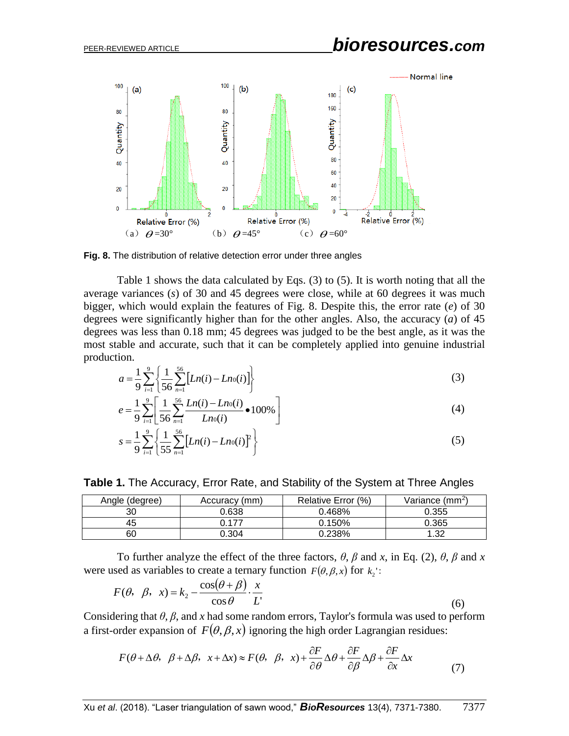Fig. 8. The distribution of relative detection error under three angles

Table 1 shows the data calculated by Eqs. (3) to (5). It is worth noting that all the average variances ($s$) of 30 and 45 degrees were close, while at 60 degrees it was much bigger, which would explain the features of Fig. 8. Despite this, the error rate ($e$) of 30 degrees were significantly higher than for the other angles. Also, the accuracy ($a$) of 45 degrees was less than 0.18 mm; 45 degrees was judged to be the best angle, as it was the most stable and accurate, such that it can be completely applied into genuine industrial production.

$$a = \frac{1}{9}\sum_{i=1}^{9}\left\{\frac{1}{56}\sum_{n=1}^{56}\left[Ln(i) - Ln_0(i)\right]\right\} \tag{3}$$

$$e = \frac{1}{9}\sum_{i=1}^{9}\left[\frac{1}{56}\sum_{n=1}^{56}\frac{Ln(i) - Ln_0(i)}{Ln_0(i)} \bullet 100\%\right] \tag{4}$$

$$s = \frac{1}{9}\sum_{i=1}^{9}\left\{\frac{1}{55}\sum_{n=1}^{56}\left[Ln(i) - Ln_0(i)\right]^2\right\} \tag{5}$$

**Table 1.** The Accuracy, Error Rate, and Stability of the System at Three Angles

| Angle (degree) | Accuracy (mm) | Relative Error (%) | Variance (mm$^2$) |
|---|---|---|---|
| 30 | 0.638 | 0.468% | 0.355 |
| 45 | 0.177 | 0.150% | 0.365 |
| 60 | 0.304 | 0.238% | 1.32 |

To further analyze the effect of the three factors, $\theta$, $\beta$ and $x$, in Eq. (2), $\theta$, $\beta$ and $x$ were used as variables to create a ternary function $F(\theta,\beta,x)$ for $k_2'$:

$$F(\theta,\ \beta,\ x) = k_2 - \frac{\cos(\theta+\beta)}{\cos\theta}\cdot\frac{x}{L'} \tag{6}$$

Considering that $\theta$, $\beta$, and $x$ had some random errors, Taylor's formula was used to perform a first-order expansion of $F(\theta,\beta,x)$ ignoring the high order Lagrangian residues:

$$F(\theta+\Delta\theta,\ \beta+\Delta\beta,\ x+\Delta x) \approx F(\theta,\ \beta,\ x) + \frac{\partial F}{\partial\theta}\Delta\theta + \frac{\partial F}{\partial\beta}\Delta\beta + \frac{\partial F}{\partial x}\Delta x \tag{7}$$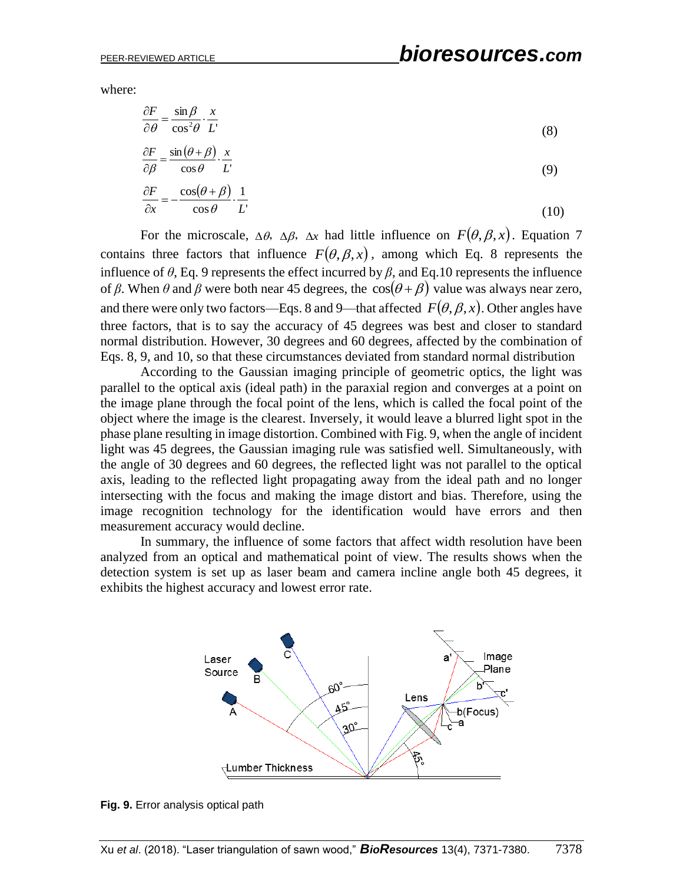where:

$$\frac{\partial F}{\partial \theta} = \frac{\sin\beta}{\cos^2\theta} \cdot \frac{x}{L'} \tag{8}$$

$$\frac{\partial F}{\partial \beta} = \frac{\sin(\theta+\beta)}{\cos\theta} \cdot \frac{x}{L'} \tag{9}$$

$$\frac{\partial F}{\partial x} = -\frac{\cos(\theta+\beta)}{\cos\theta} \cdot \frac{1}{L'} \tag{10}$$

For the microscale, $\Delta\theta$, $\Delta\beta$, $\Delta x$ had little influence on $F(\theta,\beta,x)$. Equation 7 contains three factors that influence $F(\theta,\beta,x)$, among which Eq. 8 represents the influence of $\theta$, Eq. 9 represents the effect incurred by $\beta$, and Eq.10 represents the influence of $\beta$. When $\theta$ and $\beta$ were both near 45 degrees, the $\cos(\theta+\beta)$ value was always near zero, and there were only two factors—Eqs. 8 and 9—that affected $F(\theta,\beta,x)$. Other angles have three factors, that is to say the accuracy of 45 degrees was best and closer to standard normal distribution. However, 30 degrees and 60 degrees, affected by the combination of Eqs. 8, 9, and 10, so that these circumstances deviated from standard normal distribution

According to the Gaussian imaging principle of geometric optics, the light was parallel to the optical axis (ideal path) in the paraxial region and converges at a point on the image plane through the focal point of the lens, which is called the focal point of the object where the image is the clearest. Inversely, it would leave a blurred light spot in the phase plane resulting in image distortion. Combined with Fig. 9, when the angle of incident light was 45 degrees, the Gaussian imaging rule was satisfied well. Simultaneously, with the angle of 30 degrees and 60 degrees, the reflected light was not parallel to the optical axis, leading to the reflected light propagating away from the ideal path and no longer intersecting with the focus and making the image distort and bias. Therefore, using the image recognition technology for the identification would have errors and then measurement accuracy would decline.

In summary, the influence of some factors that affect width resolution have been analyzed from an optical and mathematical point of view. The results shows when the detection system is set up as laser beam and camera incline angle both 45 degrees, it exhibits the highest accuracy and lowest error rate.

**Fig. 9.** Error analysis optical path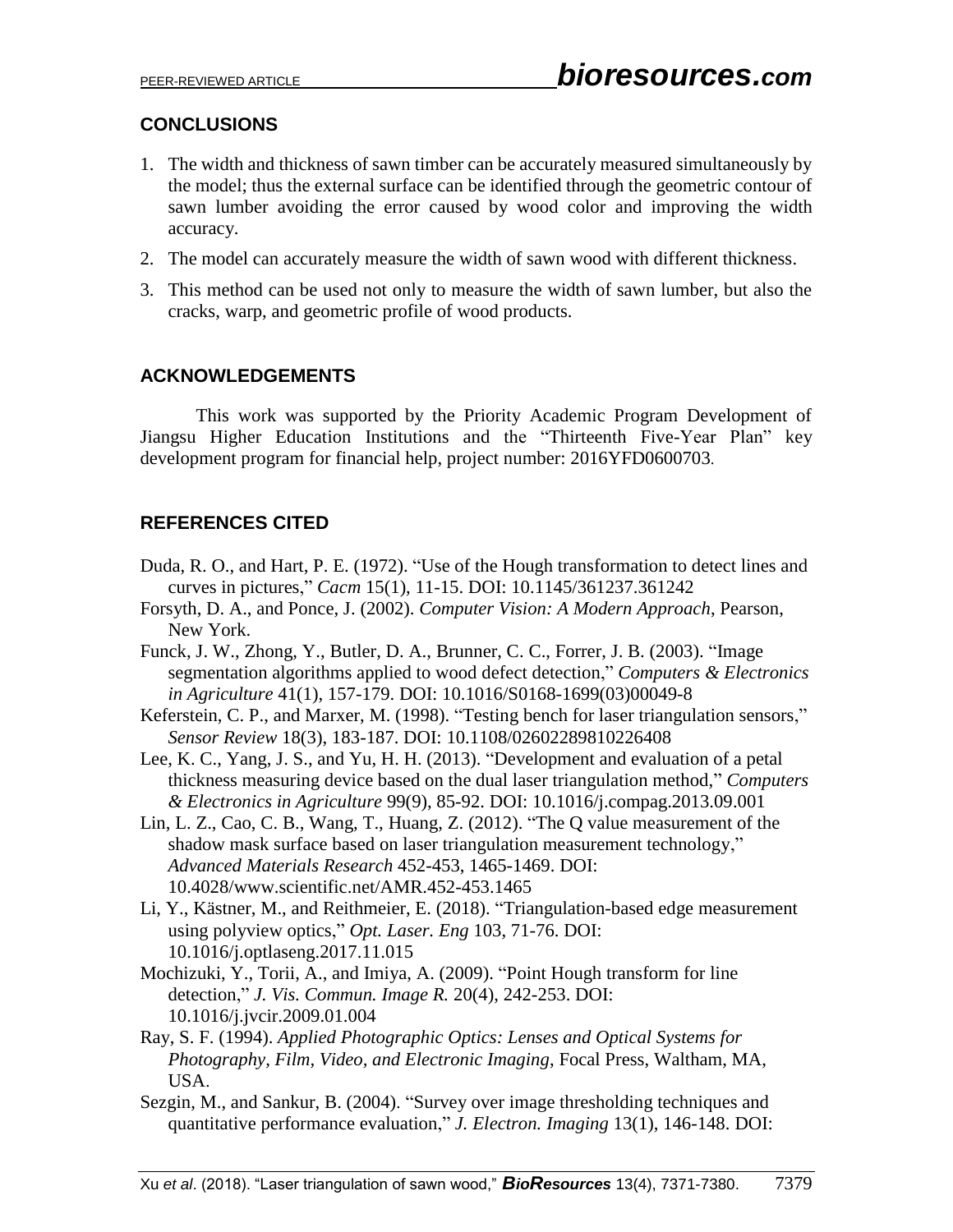## CONCLUSIONS

1. The width and thickness of sawn timber can be accurately measured simultaneously by the model; thus the external surface can be identified through the geometric contour of sawn lumber avoiding the error caused by wood color and improving the width accuracy.
2. The model can accurately measure the width of sawn wood with different thickness.
3. This method can be used not only to measure the width of sawn lumber, but also the cracks, warp, and geometric profile of wood products.

## ACKNOWLEDGEMENTS

This work was supported by the Priority Academic Program Development of Jiangsu Higher Education Institutions and the "Thirteenth Five-Year Plan" key development program for financial help, project number: 2016YFD0600703.

## REFERENCES CITED

Duda, R. O., and Hart, P. E. (1972). "Use of the Hough transformation to detect lines and curves in pictures," *Cacm* 15(1), 11-15. DOI: 10.1145/361237.361242

Forsyth, D. A., and Ponce, J. (2002). *Computer Vision: A Modern Approach*, Pearson, New York.

Funck, J. W., Zhong, Y., Butler, D. A., Brunner, C. C., Forrer, J. B. (2003). "Image segmentation algorithms applied to wood defect detection," *Computers & Electronics in Agriculture* 41(1), 157-179. DOI: 10.1016/S0168-1699(03)00049-8

Keferstein, C. P., and Marxer, M. (1998). "Testing bench for laser triangulation sensors," *Sensor Review* 18(3), 183-187. DOI: 10.1108/02602289810226408

Lee, K. C., Yang, J. S., and Yu, H. H. (2013). "Development and evaluation of a petal thickness measuring device based on the dual laser triangulation method," *Computers & Electronics in Agriculture* 99(9), 85-92. DOI: 10.1016/j.compag.2013.09.001

Lin, L. Z., Cao, C. B., Wang, T., Huang, Z. (2012). "The Q value measurement of the shadow mask surface based on laser triangulation measurement technology," *Advanced Materials Research* 452-453, 1465-1469. DOI: 10.4028/www.scientific.net/AMR.452-453.1465

Li, Y., Kästner, M., and Reithmeier, E. (2018). "Triangulation-based edge measurement using polyview optics," *Opt. Laser. Eng* 103, 71-76. DOI: 10.1016/j.optlaseng.2017.11.015

Mochizuki, Y., Torii, A., and Imiya, A. (2009). "Point Hough transform for line detection," *J. Vis. Commun. Image R.* 20(4), 242-253. DOI: 10.1016/j.jvcir.2009.01.004

Ray, S. F. (1994). *Applied Photographic Optics: Lenses and Optical Systems for Photography, Film, Video, and Electronic Imaging*, Focal Press, Waltham, MA, USA.

Sezgin, M., and Sankur, B. (2004). "Survey over image thresholding techniques and quantitative performance evaluation," *J. Electron. Imaging* 13(1), 146-148. DOI: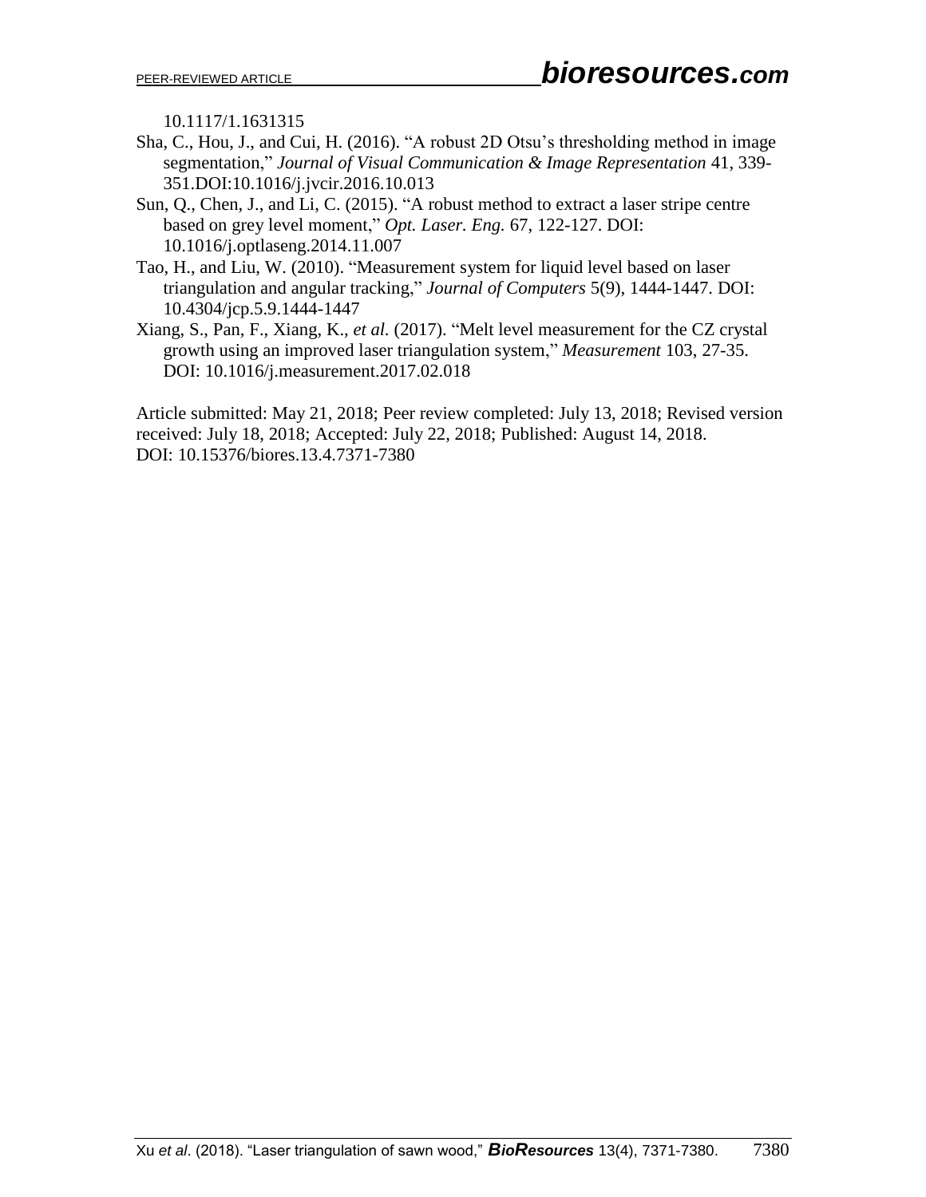10.1117/1.1631315

Sha, C., Hou, J., and Cui, H. (2016). "A robust 2D Otsu's thresholding method in image segmentation," *Journal of Visual Communication & Image Representation* 41, 339-351.DOI:10.1016/j.jvcir.2016.10.013

Sun, Q., Chen, J., and Li, C. (2015). "A robust method to extract a laser stripe centre based on grey level moment," *Opt. Laser. Eng.* 67, 122-127. DOI: 10.1016/j.optlaseng.2014.11.007

Tao, H., and Liu, W. (2010). "Measurement system for liquid level based on laser triangulation and angular tracking," *Journal of Computers* 5(9), 1444-1447. DOI: 10.4304/jcp.5.9.1444-1447

Xiang, S., Pan, F., Xiang, K., *et al.* (2017). "Melt level measurement for the CZ crystal growth using an improved laser triangulation system," *Measurement* 103, 27-35. DOI: 10.1016/j.measurement.2017.02.018

Article submitted: May 21, 2018; Peer review completed: July 13, 2018; Revised version received: July 18, 2018; Accepted: July 22, 2018; Published: August 14, 2018.
DOI: 10.15376/biores.13.4.7371-7380